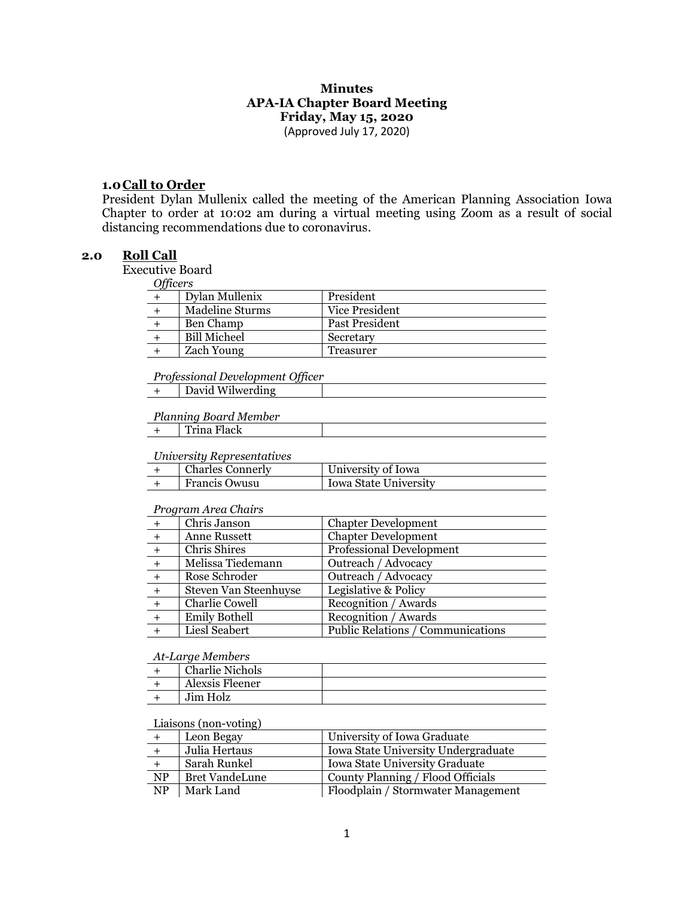**Minutes**
**APA-IA Chapter Board Meeting**
**Friday, May 15, 2020**
(Approved July 17, 2020)

## 1.0 Call to Order

President Dylan Mullenix called the meeting of the American Planning Association Iowa Chapter to order at 10:02 am during a virtual meeting using Zoom as a result of social distancing recommendations due to coronavirus.

## 2.0 Roll Call

Executive Board

*Officers*

| | | |
|---|---|---|
| + | Dylan Mullenix | President |
| + | Madeline Sturms | Vice President |
| + | Ben Champ | Past President |
| + | Bill Micheel | Secretary |
| + | Zach Young | Treasurer |

*Professional Development Officer*

| | | |
|---|---|---|
| + | David Wilwerding | |

*Planning Board Member*

| | | |
|---|---|---|
| + | Trina Flack | |

*University Representatives*

| | | |
|---|---|---|
| + | Charles Connerly | University of Iowa |
| + | Francis Owusu | Iowa State University |

*Program Area Chairs*

| | | |
|---|---|---|
| + | Chris Janson | Chapter Development |
| + | Anne Russett | Chapter Development |
| + | Chris Shires | Professional Development |
| + | Melissa Tiedemann | Outreach / Advocacy |
| + | Rose Schroder | Outreach / Advocacy |
| + | Steven Van Steenhuyse | Legislative & Policy |
| + | Charlie Cowell | Recognition / Awards |
| + | Emily Bothell | Recognition / Awards |
| + | Liesl Seabert | Public Relations / Communications |

*At-Large Members*

| | | |
|---|---|---|
| + | Charlie Nichols | |
| + | Alexsis Fleener | |
| + | Jim Holz | |

Liaisons (non-voting)

| | | |
|---|---|---|
| + | Leon Begay | University of Iowa Graduate |
| + | Julia Hertaus | Iowa State University Undergraduate |
| + | Sarah Runkel | Iowa State University Graduate |
| NP | Bret VandeLune | County Planning / Flood Officials |
| NP | Mark Land | Floodplain / Stormwater Management |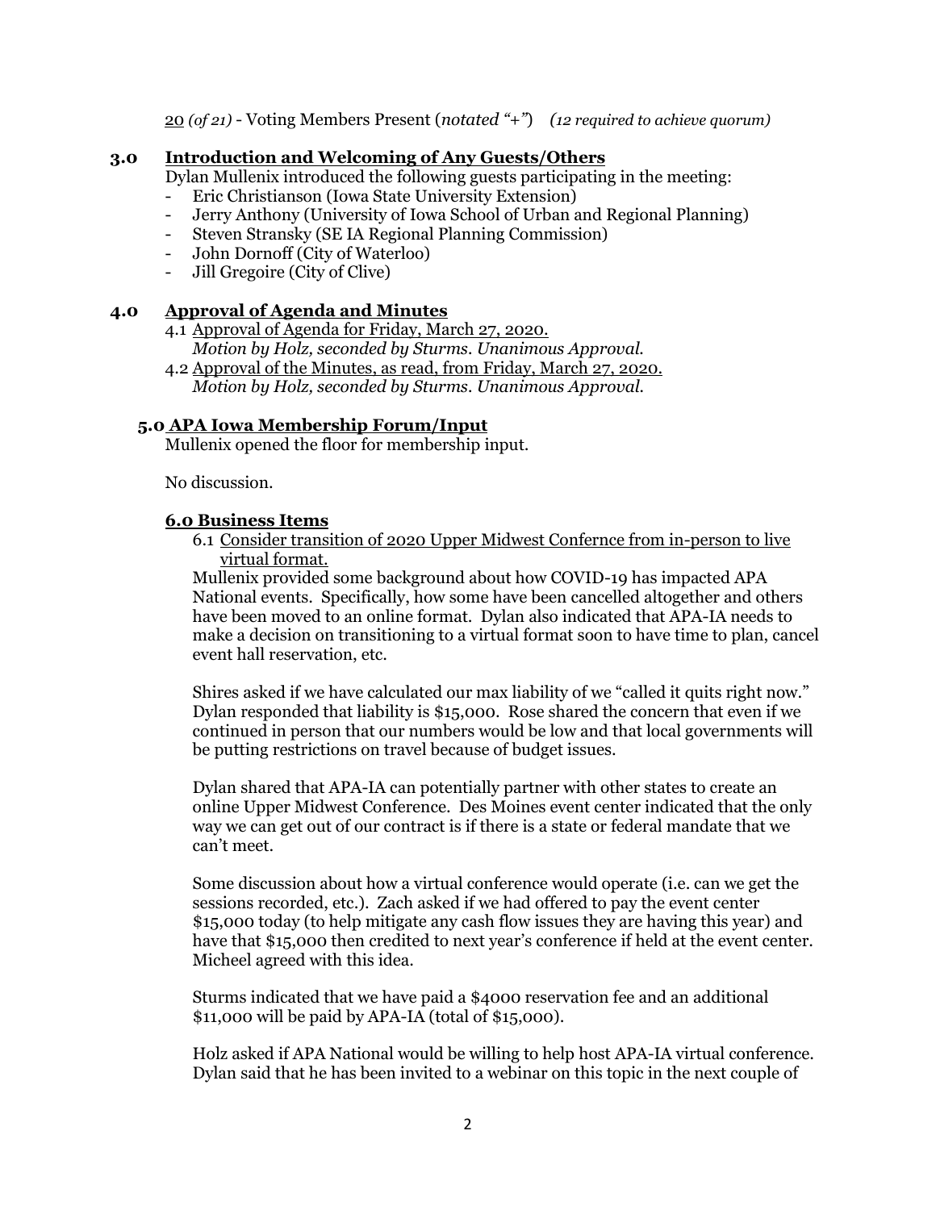20 *(of 21)* - Voting Members Present (*notated "+"*) *(12 required to achieve quorum)*

## 3.0 Introduction and Welcoming of Any Guests/Others

Dylan Mullenix introduced the following guests participating in the meeting:

- Eric Christianson (Iowa State University Extension)
- Jerry Anthony (University of Iowa School of Urban and Regional Planning)
- Steven Stransky (SE IA Regional Planning Commission)
- John Dornoff (City of Waterloo)
- Jill Gregoire (City of Clive)

## 4.0 Approval of Agenda and Minutes

4.1 Approval of Agenda for Friday, March 27, 2020.
*Motion by Holz, seconded by Sturms. Unanimous Approval.*

4.2 Approval of the Minutes, as read, from Friday, March 27, 2020.
*Motion by Holz, seconded by Sturms. Unanimous Approval.*

## 5.0 APA Iowa Membership Forum/Input

Mullenix opened the floor for membership input.

No discussion.

## 6.0 Business Items

6.1 Consider transition of 2020 Upper Midwest Confernce from in-person to live virtual format.

Mullenix provided some background about how COVID-19 has impacted APA National events. Specifically, how some have been cancelled altogether and others have been moved to an online format. Dylan also indicated that APA-IA needs to make a decision on transitioning to a virtual format soon to have time to plan, cancel event hall reservation, etc.

Shires asked if we have calculated our max liability of we "called it quits right now." Dylan responded that liability is $15,000. Rose shared the concern that even if we continued in person that our numbers would be low and that local governments will be putting restrictions on travel because of budget issues.

Dylan shared that APA-IA can potentially partner with other states to create an online Upper Midwest Conference. Des Moines event center indicated that the only way we can get out of our contract is if there is a state or federal mandate that we can't meet.

Some discussion about how a virtual conference would operate (i.e. can we get the sessions recorded, etc.). Zach asked if we had offered to pay the event center $15,000 today (to help mitigate any cash flow issues they are having this year) and have that $15,000 then credited to next year's conference if held at the event center. Micheel agreed with this idea.

Sturms indicated that we have paid a $4000 reservation fee and an additional $11,000 will be paid by APA-IA (total of $15,000).

Holz asked if APA National would be willing to help host APA-IA virtual conference. Dylan said that he has been invited to a webinar on this topic in the next couple of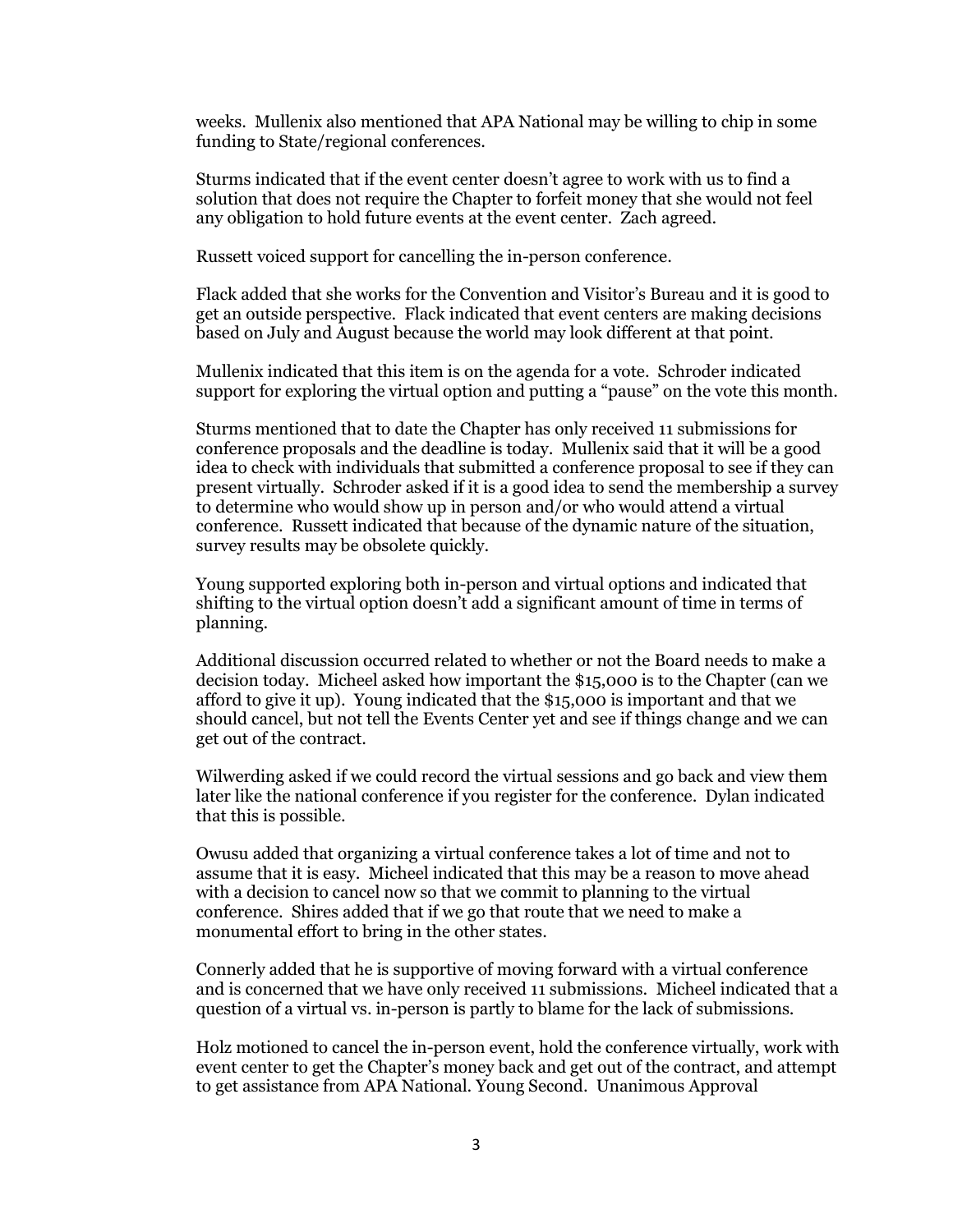weeks. Mullenix also mentioned that APA National may be willing to chip in some funding to State/regional conferences.

Sturms indicated that if the event center doesn't agree to work with us to find a solution that does not require the Chapter to forfeit money that she would not feel any obligation to hold future events at the event center. Zach agreed.

Russett voiced support for cancelling the in-person conference.

Flack added that she works for the Convention and Visitor's Bureau and it is good to get an outside perspective. Flack indicated that event centers are making decisions based on July and August because the world may look different at that point.

Mullenix indicated that this item is on the agenda for a vote. Schroder indicated support for exploring the virtual option and putting a "pause" on the vote this month.

Sturms mentioned that to date the Chapter has only received 11 submissions for conference proposals and the deadline is today. Mullenix said that it will be a good idea to check with individuals that submitted a conference proposal to see if they can present virtually. Schroder asked if it is a good idea to send the membership a survey to determine who would show up in person and/or who would attend a virtual conference. Russett indicated that because of the dynamic nature of the situation, survey results may be obsolete quickly.

Young supported exploring both in-person and virtual options and indicated that shifting to the virtual option doesn't add a significant amount of time in terms of planning.

Additional discussion occurred related to whether or not the Board needs to make a decision today. Micheel asked how important the $15,000 is to the Chapter (can we afford to give it up). Young indicated that the $15,000 is important and that we should cancel, but not tell the Events Center yet and see if things change and we can get out of the contract.

Wilwerding asked if we could record the virtual sessions and go back and view them later like the national conference if you register for the conference. Dylan indicated that this is possible.

Owusu added that organizing a virtual conference takes a lot of time and not to assume that it is easy. Micheel indicated that this may be a reason to move ahead with a decision to cancel now so that we commit to planning to the virtual conference. Shires added that if we go that route that we need to make a monumental effort to bring in the other states.

Connerly added that he is supportive of moving forward with a virtual conference and is concerned that we have only received 11 submissions. Micheel indicated that a question of a virtual vs. in-person is partly to blame for the lack of submissions.

Holz motioned to cancel the in-person event, hold the conference virtually, work with event center to get the Chapter's money back and get out of the contract, and attempt to get assistance from APA National. Young Second. Unanimous Approval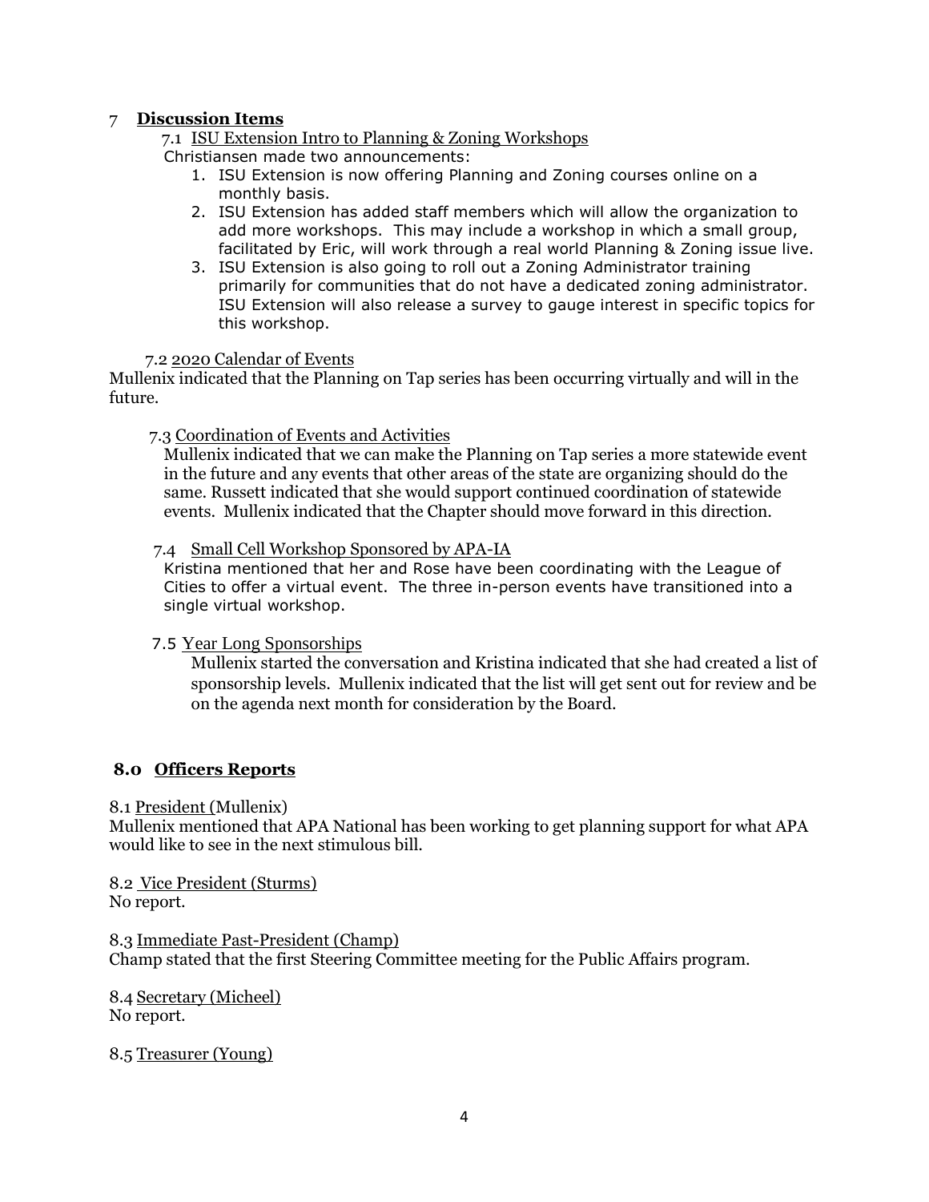## 7 **Discussion Items**

### 7.1 ISU Extension Intro to Planning & Zoning Workshops

Christiansen made two announcements:

1. ISU Extension is now offering Planning and Zoning courses online on a monthly basis.
2. ISU Extension has added staff members which will allow the organization to add more workshops. This may include a workshop in which a small group, facilitated by Eric, will work through a real world Planning & Zoning issue live.
3. ISU Extension is also going to roll out a Zoning Administrator training primarily for communities that do not have a dedicated zoning administrator. ISU Extension will also release a survey to gauge interest in specific topics for this workshop.

### 7.2 2020 Calendar of Events

Mullenix indicated that the Planning on Tap series has been occurring virtually and will in the future.

### 7.3 Coordination of Events and Activities

Mullenix indicated that we can make the Planning on Tap series a more statewide event in the future and any events that other areas of the state are organizing should do the same. Russett indicated that she would support continued coordination of statewide events. Mullenix indicated that the Chapter should move forward in this direction.

### 7.4 Small Cell Workshop Sponsored by APA-IA

Kristina mentioned that her and Rose have been coordinating with the League of Cities to offer a virtual event. The three in-person events have transitioned into a single virtual workshop.

### 7.5 Year Long Sponsorships

Mullenix started the conversation and Kristina indicated that she had created a list of sponsorship levels. Mullenix indicated that the list will get sent out for review and be on the agenda next month for consideration by the Board.

## 8.0 **Officers Reports**

8.1 President (Mullenix)

Mullenix mentioned that APA National has been working to get planning support for what APA would like to see in the next stimulous bill.

8.2 Vice President (Sturms)

No report.

8.3 Immediate Past-President (Champ)

Champ stated that the first Steering Committee meeting for the Public Affairs program.

8.4 Secretary (Micheel)

No report.

8.5 Treasurer (Young)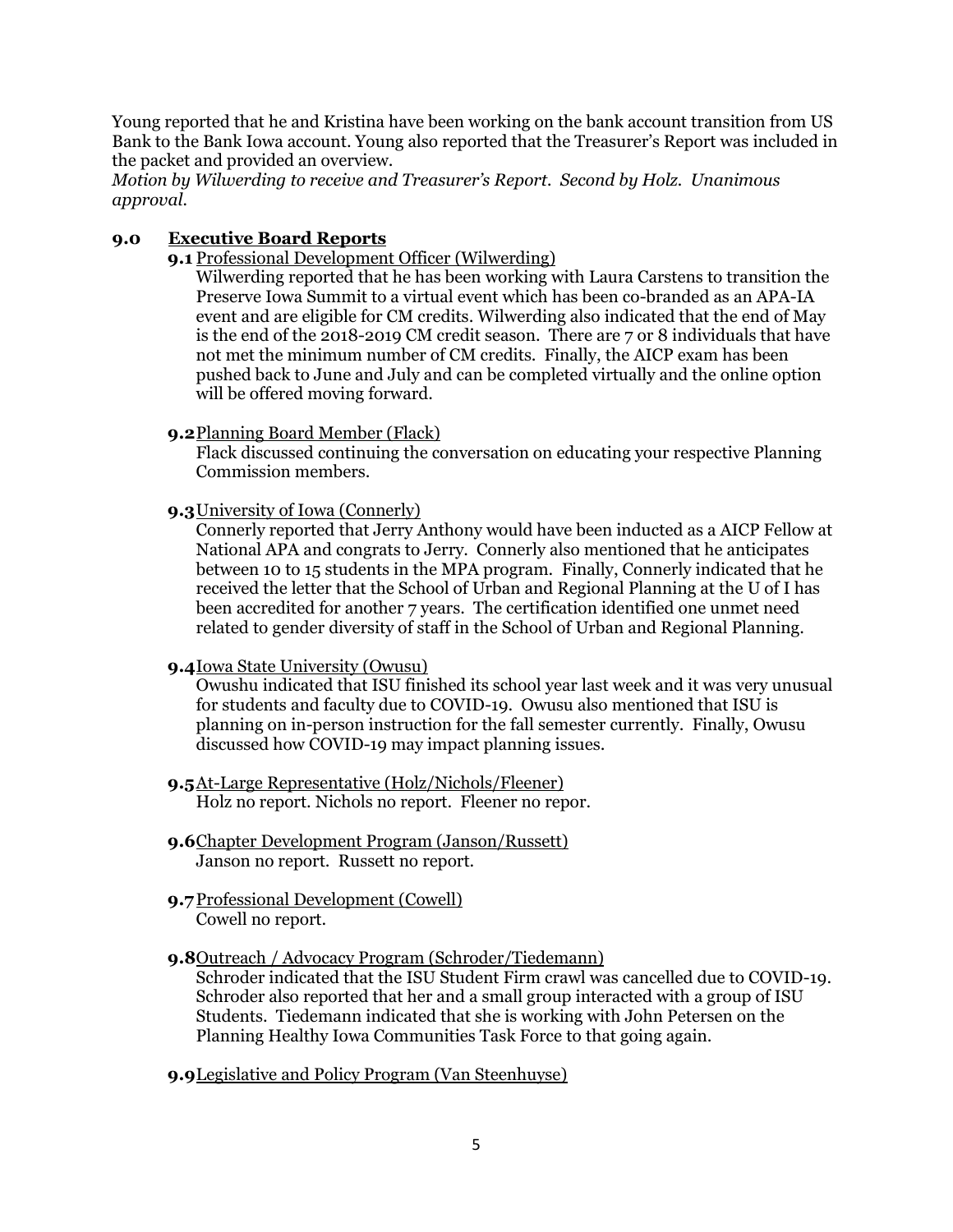Young reported that he and Kristina have been working on the bank account transition from US Bank to the Bank Iowa account. Young also reported that the Treasurer's Report was included in the packet and provided an overview.

*Motion by Wilwerding to receive and Treasurer's Report. Second by Holz. Unanimous approval.*

## 9.0 Executive Board Reports

**9.1** Professional Development Officer (Wilwerding)

Wilwerding reported that he has been working with Laura Carstens to transition the Preserve Iowa Summit to a virtual event which has been co-branded as an APA-IA event and are eligible for CM credits. Wilwerding also indicated that the end of May is the end of the 2018-2019 CM credit season. There are 7 or 8 individuals that have not met the minimum number of CM credits. Finally, the AICP exam has been pushed back to June and July and can be completed virtually and the online option will be offered moving forward.

**9.2** Planning Board Member (Flack)

Flack discussed continuing the conversation on educating your respective Planning Commission members.

**9.3** University of Iowa (Connerly)

Connerly reported that Jerry Anthony would have been inducted as a AICP Fellow at National APA and congrats to Jerry. Connerly also mentioned that he anticipates between 10 to 15 students in the MPA program. Finally, Connerly indicated that he received the letter that the School of Urban and Regional Planning at the U of I has been accredited for another 7 years. The certification identified one unmet need related to gender diversity of staff in the School of Urban and Regional Planning.

**9.4** Iowa State University (Owusu)

Owushu indicated that ISU finished its school year last week and it was very unusual for students and faculty due to COVID-19. Owusu also mentioned that ISU is planning on in-person instruction for the fall semester currently. Finally, Owusu discussed how COVID-19 may impact planning issues.

**9.5** At-Large Representative (Holz/Nichols/Fleener)

Holz no report. Nichols no report. Fleener no repor.

**9.6** Chapter Development Program (Janson/Russett)

Janson no report. Russett no report.

**9.7** Professional Development (Cowell)

Cowell no report.

**9.8** Outreach / Advocacy Program (Schroder/Tiedemann)

Schroder indicated that the ISU Student Firm crawl was cancelled due to COVID-19. Schroder also reported that her and a small group interacted with a group of ISU Students. Tiedemann indicated that she is working with John Petersen on the Planning Healthy Iowa Communities Task Force to that going again.

**9.9** Legislative and Policy Program (Van Steenhuyse)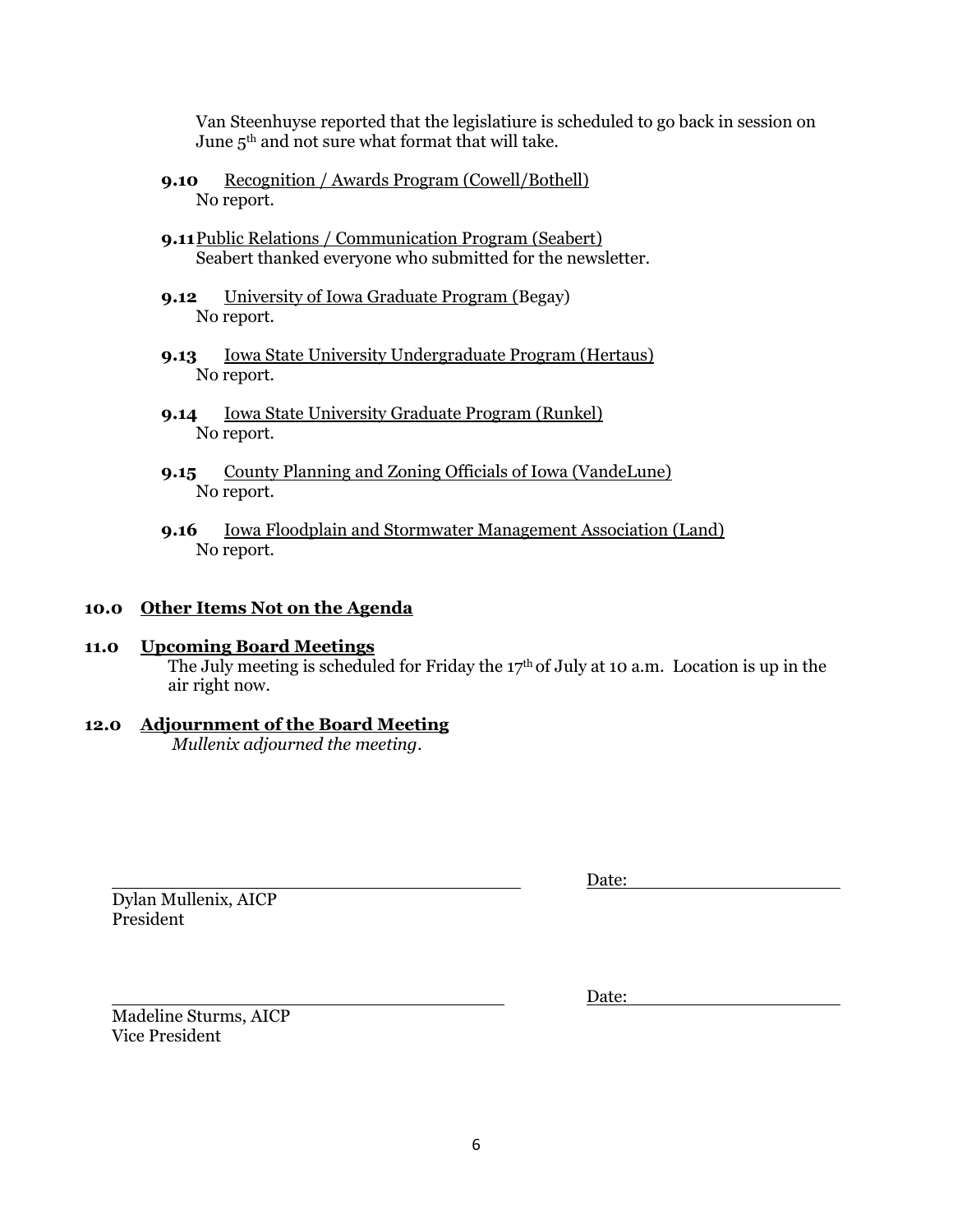Van Steenhuyse reported that the legislatiure is scheduled to go back in session on June 5th and not sure what format that will take.

**9.10** Recognition / Awards Program (Cowell/Bothell)
No report.

**9.11** Public Relations / Communication Program (Seabert)
Seabert thanked everyone who submitted for the newsletter.

**9.12** University of Iowa Graduate Program (Begay)
No report.

**9.13** Iowa State University Undergraduate Program (Hertaus)
No report.

**9.14** Iowa State University Graduate Program (Runkel)
No report.

**9.15** County Planning and Zoning Officials of Iowa (VandeLune)
No report.

**9.16** Iowa Floodplain and Stormwater Management Association (Land)
No report.

## 10.0 Other Items Not on the Agenda

## 11.0 Upcoming Board Meetings

The July meeting is scheduled for Friday the 17th of July at 10 a.m. Location is up in the air right now.

## 12.0 Adjournment of the Board Meeting

*Mullenix adjourned the meeting.*

\_\_\_\_\_\_\_\_\_\_\_\_\_\_\_\_\_\_\_\_\_\_\_\_\_\_\_\_\_\_\_\_\_\_\_\_\_\_ Date:\_\_\_\_\_\_\_\_\_\_\_\_\_\_\_\_\_\_\_\_

Dylan Mullenix, AICP
President

\_\_\_\_\_\_\_\_\_\_\_\_\_\_\_\_\_\_\_\_\_\_\_\_\_\_\_\_\_\_\_\_\_\_\_\_\_\_ Date:\_\_\_\_\_\_\_\_\_\_\_\_\_\_\_\_\_\_\_\_

Madeline Sturms, AICP
Vice President